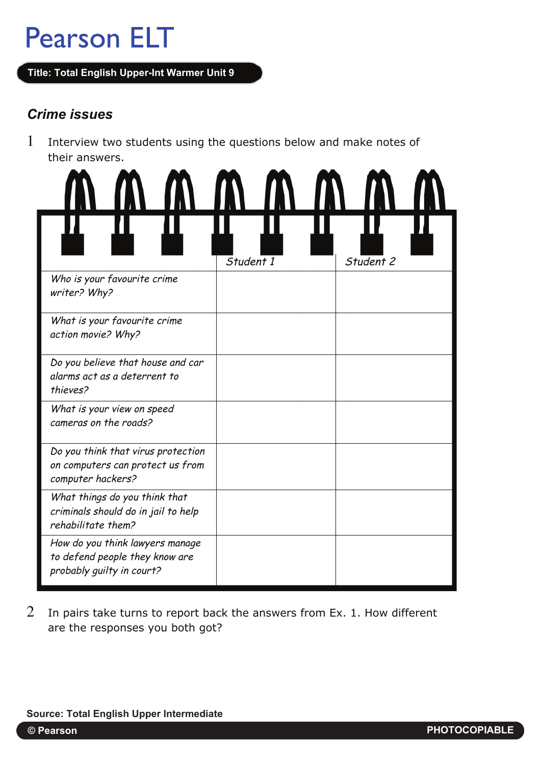# Pearson ELT

**Title: Total English Upper-Int Warmer Unit 9**

## *Crime issues*

1 Interview two students using the questions below and make notes of their answers.

| | *Student 1* | *Student 2* |
|---|---|---|
| *Who is your favourite crime writer? Why?* | | |
| *What is your favourite crime action movie? Why?* | | |
| *Do you believe that house and car alarms act as a deterrent to thieves?* | | |
| *What is your view on speed cameras on the roads?* | | |
| *Do you think that virus protection on computers can protect us from computer hackers?* | | |
| *What things do you think that criminals should do in jail to help rehabilitate them?* | | |
| *How do you think lawyers manage to defend people they know are probably guilty in court?* | | |

2 In pairs take turns to report back the answers from Ex. 1. How different are the responses you both got?

**Source: Total English Upper Intermediate**

**© Pearson** **PHOTOCOPIABLE**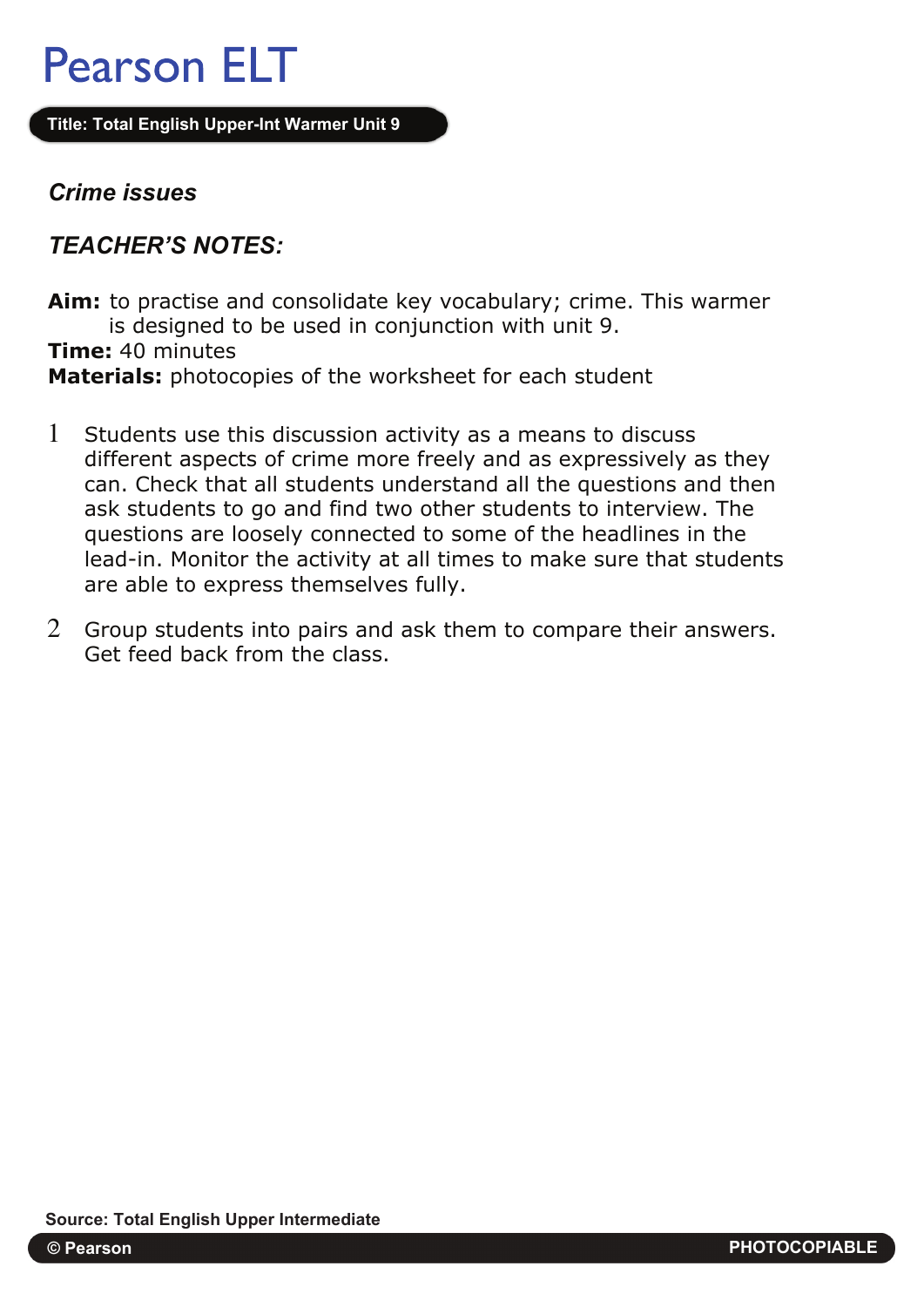# Pearson ELT

**Title: Total English Upper-Int Warmer Unit 9**

### *Crime issues*

### *TEACHER'S NOTES:*

**Aim:** to practise and consolidate key vocabulary; crime. This warmer is designed to be used in conjunction with unit 9.
**Time:** 40 minutes
**Materials:** photocopies of the worksheet for each student

1. Students use this discussion activity as a means to discuss different aspects of crime more freely and as expressively as they can. Check that all students understand all the questions and then ask students to go and find two other students to interview. The questions are loosely connected to some of the headlines in the lead-in. Monitor the activity at all times to make sure that students are able to express themselves fully.

2. Group students into pairs and ask them to compare their answers. Get feed back from the class.

**Source: Total English Upper Intermediate**

**© Pearson** **PHOTOCOPIABLE**